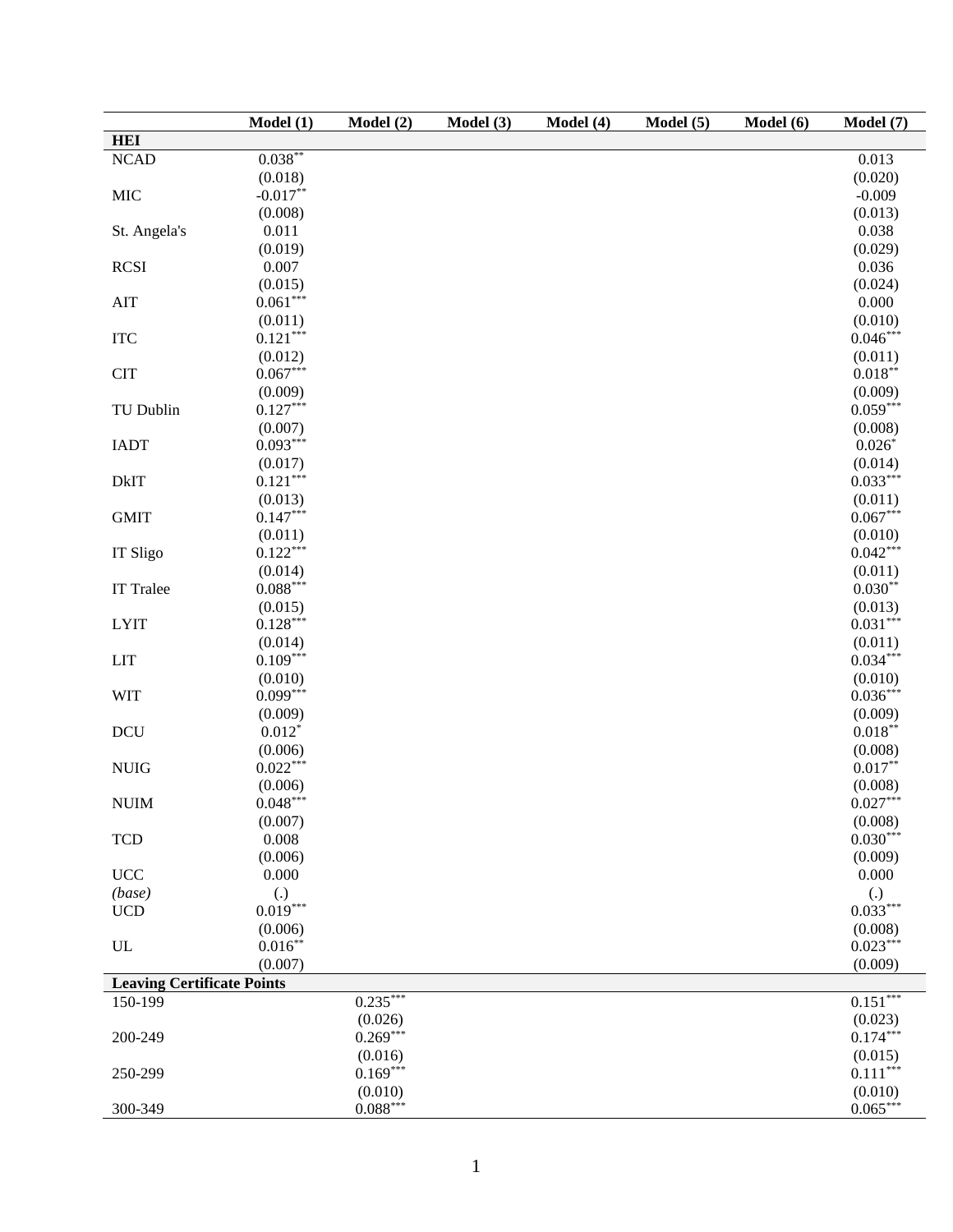| | Model (1) | Model (2) | Model (3) | Model (4) | Model (5) | Model (6) | Model (7) |
|---|---|---|---|---|---|---|---|
| **HEI** | | | | | | | |
| NCAD | 0.038** | | | | | | 0.013 |
| | (0.018) | | | | | | (0.020) |
| MIC | -0.017** | | | | | | -0.009 |
| | (0.008) | | | | | | (0.013) |
| St. Angela's | 0.011 | | | | | | 0.038 |
| | (0.019) | | | | | | (0.029) |
| RCSI | 0.007 | | | | | | 0.036 |
| | (0.015) | | | | | | (0.024) |
| AIT | 0.061*** | | | | | | 0.000 |
| | (0.011) | | | | | | (0.010) |
| ITC | 0.121*** | | | | | | 0.046*** |
| | (0.012) | | | | | | (0.011) |
| CIT | 0.067*** | | | | | | 0.018** |
| | (0.009) | | | | | | (0.009) |
| TU Dublin | 0.127*** | | | | | | 0.059*** |
| | (0.007) | | | | | | (0.008) |
| IADT | 0.093*** | | | | | | 0.026* |
| | (0.017) | | | | | | (0.014) |
| DkIT | 0.121*** | | | | | | 0.033*** |
| | (0.013) | | | | | | (0.011) |
| GMIT | 0.147*** | | | | | | 0.067*** |
| | (0.011) | | | | | | (0.010) |
| IT Sligo | 0.122*** | | | | | | 0.042*** |
| | (0.014) | | | | | | (0.011) |
| IT Tralee | 0.088*** | | | | | | 0.030** |
| | (0.015) | | | | | | (0.013) |
| LYIT | 0.128*** | | | | | | 0.031*** |
| | (0.014) | | | | | | (0.011) |
| LIT | 0.109*** | | | | | | 0.034*** |
| | (0.010) | | | | | | (0.010) |
| WIT | 0.099*** | | | | | | 0.036*** |
| | (0.009) | | | | | | (0.009) |
| DCU | 0.012* | | | | | | 0.018** |
| | (0.006) | | | | | | (0.008) |
| NUIG | 0.022*** | | | | | | 0.017** |
| | (0.006) | | | | | | (0.008) |
| NUIM | 0.048*** | | | | | | 0.027*** |
| | (0.007) | | | | | | (0.008) |
| TCD | 0.008 | | | | | | 0.030*** |
| | (0.006) | | | | | | (0.009) |
| UCC | 0.000 | | | | | | 0.000 |
| *(base)* | (.) | | | | | | (.) |
| UCD | 0.019*** | | | | | | 0.033*** |
| | (0.006) | | | | | | (0.008) |
| UL | 0.016** | | | | | | 0.023*** |
| | (0.007) | | | | | | (0.009) |
| **Leaving Certificate Points** | | | | | | | |
| 150-199 | | 0.235*** | | | | | 0.151*** |
| | | (0.026) | | | | | (0.023) |
| 200-249 | | 0.269*** | | | | | 0.174*** |
| | | (0.016) | | | | | (0.015) |
| 250-299 | | 0.169*** | | | | | 0.111*** |
| | | (0.010) | | | | | (0.010) |
| 300-349 | | 0.088*** | | | | | 0.065*** |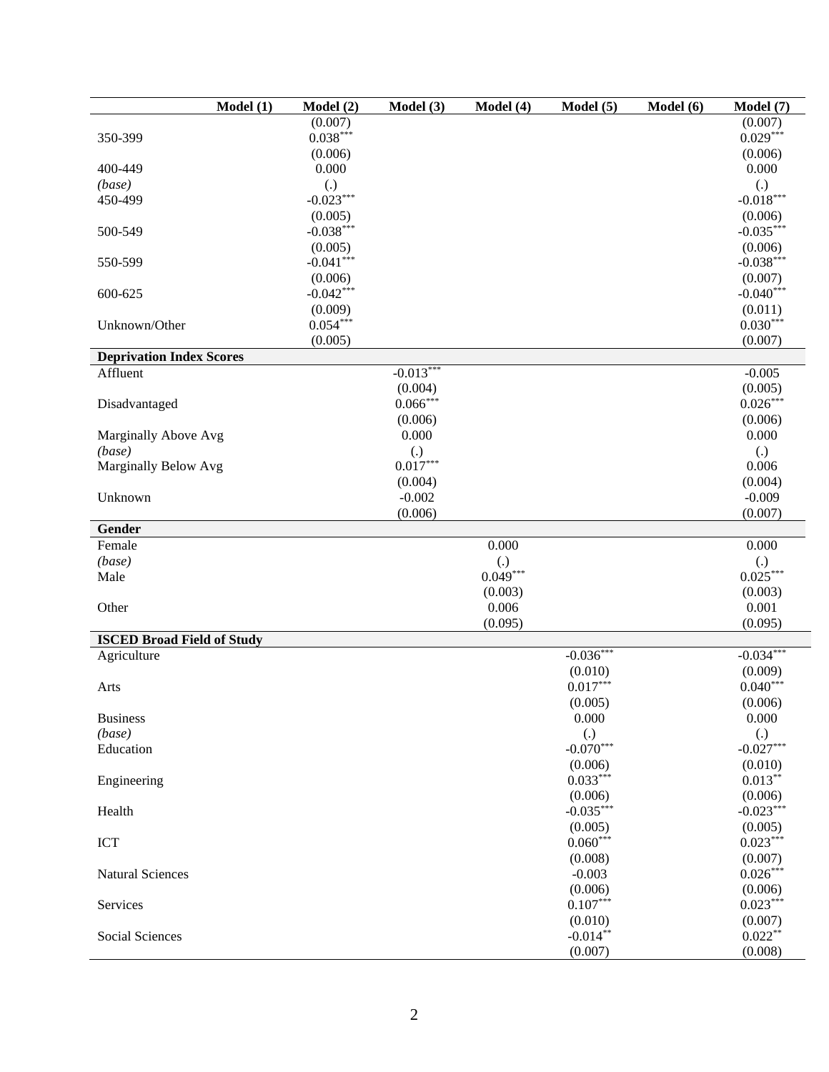| | Model (1) | Model (2) | Model (3) | Model (4) | Model (5) | Model (6) | Model (7) |
|---|---|---|---|---|---|---|---|
| | | (0.007) | | | | | (0.007) |
| 350-399 | | 0.038*** | | | | | 0.029*** |
| | | (0.006) | | | | | (0.006) |
| 400-449 | | 0.000 | | | | | 0.000 |
| *(base)* | | (.) | | | | | (.) |
| 450-499 | | -0.023*** | | | | | -0.018*** |
| | | (0.005) | | | | | (0.006) |
| 500-549 | | -0.038*** | | | | | -0.035*** |
| | | (0.005) | | | | | (0.006) |
| 550-599 | | -0.041*** | | | | | -0.038*** |
| | | (0.006) | | | | | (0.007) |
| 600-625 | | -0.042*** | | | | | -0.040*** |
| | | (0.009) | | | | | (0.011) |
| Unknown/Other | | 0.054*** | | | | | 0.030*** |
| | | (0.005) | | | | | (0.007) |
| **Deprivation Index Scores** | | | | | | | |
| Affluent | | | -0.013*** | | | | -0.005 |
| | | | (0.004) | | | | (0.005) |
| Disadvantaged | | | 0.066*** | | | | 0.026*** |
| | | | (0.006) | | | | (0.006) |
| Marginally Above Avg | | | 0.000 | | | | 0.000 |
| *(base)* | | | (.) | | | | (.) |
| Marginally Below Avg | | | 0.017*** | | | | 0.006 |
| | | | (0.004) | | | | (0.004) |
| Unknown | | | -0.002 | | | | -0.009 |
| | | | (0.006) | | | | (0.007) |
| **Gender** | | | | | | | |
| Female | | | | 0.000 | | | 0.000 |
| *(base)* | | | | (.) | | | (.) |
| Male | | | | 0.049*** | | | 0.025*** |
| | | | | (0.003) | | | (0.003) |
| Other | | | | 0.006 | | | 0.001 |
| | | | | (0.095) | | | (0.095) |
| **ISCED Broad Field of Study** | | | | | | | |
| Agriculture | | | | | -0.036*** | | -0.034*** |
| | | | | | (0.010) | | (0.009) |
| Arts | | | | | 0.017*** | | 0.040*** |
| | | | | | (0.005) | | (0.006) |
| Business | | | | | 0.000 | | 0.000 |
| *(base)* | | | | | (.) | | (.) |
| Education | | | | | -0.070*** | | -0.027*** |
| | | | | | (0.006) | | (0.010) |
| Engineering | | | | | 0.033*** | | 0.013** |
| | | | | | (0.006) | | (0.006) |
| Health | | | | | -0.035*** | | -0.023*** |
| | | | | | (0.005) | | (0.005) |
| ICT | | | | | 0.060*** | | 0.023*** |
| | | | | | (0.008) | | (0.007) |
| Natural Sciences | | | | | -0.003 | | 0.026*** |
| | | | | | (0.006) | | (0.006) |
| Services | | | | | 0.107*** | | 0.023*** |
| | | | | | (0.010) | | (0.007) |
| Social Sciences | | | | | -0.014** | | 0.022** |
| | | | | | (0.007) | | (0.008) |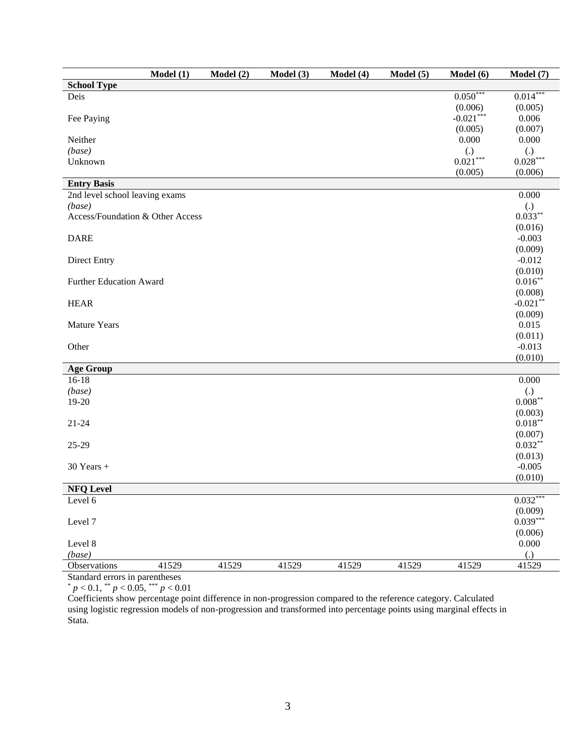| | Model (1) | Model (2) | Model (3) | Model (4) | Model (5) | Model (6) | Model (7) |
|---|---|---|---|---|---|---|---|
| **School Type** | | | | | | | |
| Deis | | | | | | $0.050^{***}$ | $0.014^{***}$ |
| | | | | | | (0.006) | (0.005) |
| Fee Paying | | | | | | $-0.021^{***}$ | 0.006 |
| | | | | | | (0.005) | (0.007) |
| Neither | | | | | | 0.000 | 0.000 |
| *(base)* | | | | | | (.) | (.) |
| Unknown | | | | | | $0.021^{***}$ | $0.028^{***}$ |
| | | | | | | (0.005) | (0.006) |
| **Entry Basis** | | | | | | | |
| 2nd level school leaving exams | | | | | | | 0.000 |
| *(base)* | | | | | | | (.) |
| Access/Foundation & Other Access | | | | | | | $0.033^{**}$ |
| | | | | | | | (0.016) |
| DARE | | | | | | | -0.003 |
| | | | | | | | (0.009) |
| Direct Entry | | | | | | | -0.012 |
| | | | | | | | (0.010) |
| Further Education Award | | | | | | | $0.016^{**}$ |
| | | | | | | | (0.008) |
| HEAR | | | | | | | $-0.021^{**}$ |
| | | | | | | | (0.009) |
| Mature Years | | | | | | | 0.015 |
| | | | | | | | (0.011) |
| Other | | | | | | | -0.013 |
| | | | | | | | (0.010) |
| **Age Group** | | | | | | | |
| 16-18 | | | | | | | 0.000 |
| *(base)* | | | | | | | (.) |
| 19-20 | | | | | | | $0.008^{**}$ |
| | | | | | | | (0.003) |
| 21-24 | | | | | | | $0.018^{**}$ |
| | | | | | | | (0.007) |
| 25-29 | | | | | | | $0.032^{**}$ |
| | | | | | | | (0.013) |
| 30 Years + | | | | | | | -0.005 |
| | | | | | | | (0.010) |
| **NFQ Level** | | | | | | | |
| Level 6 | | | | | | | $0.032^{***}$ |
| | | | | | | | (0.009) |
| Level 7 | | | | | | | $0.039^{***}$ |
| | | | | | | | (0.006) |
| Level 8 | | | | | | | 0.000 |
| *(base)* | | | | | | | (.) |
| Observations | 41529 | 41529 | 41529 | 41529 | 41529 | 41529 | 41529 |

Standard errors in parentheses

$^{*}$ $p < 0.1$, $^{**}$ $p < 0.05$, $^{***}$ $p < 0.01$

Coefficients show percentage point difference in non-progression compared to the reference category. Calculated using logistic regression models of non-progression and transformed into percentage points using marginal effects in Stata.